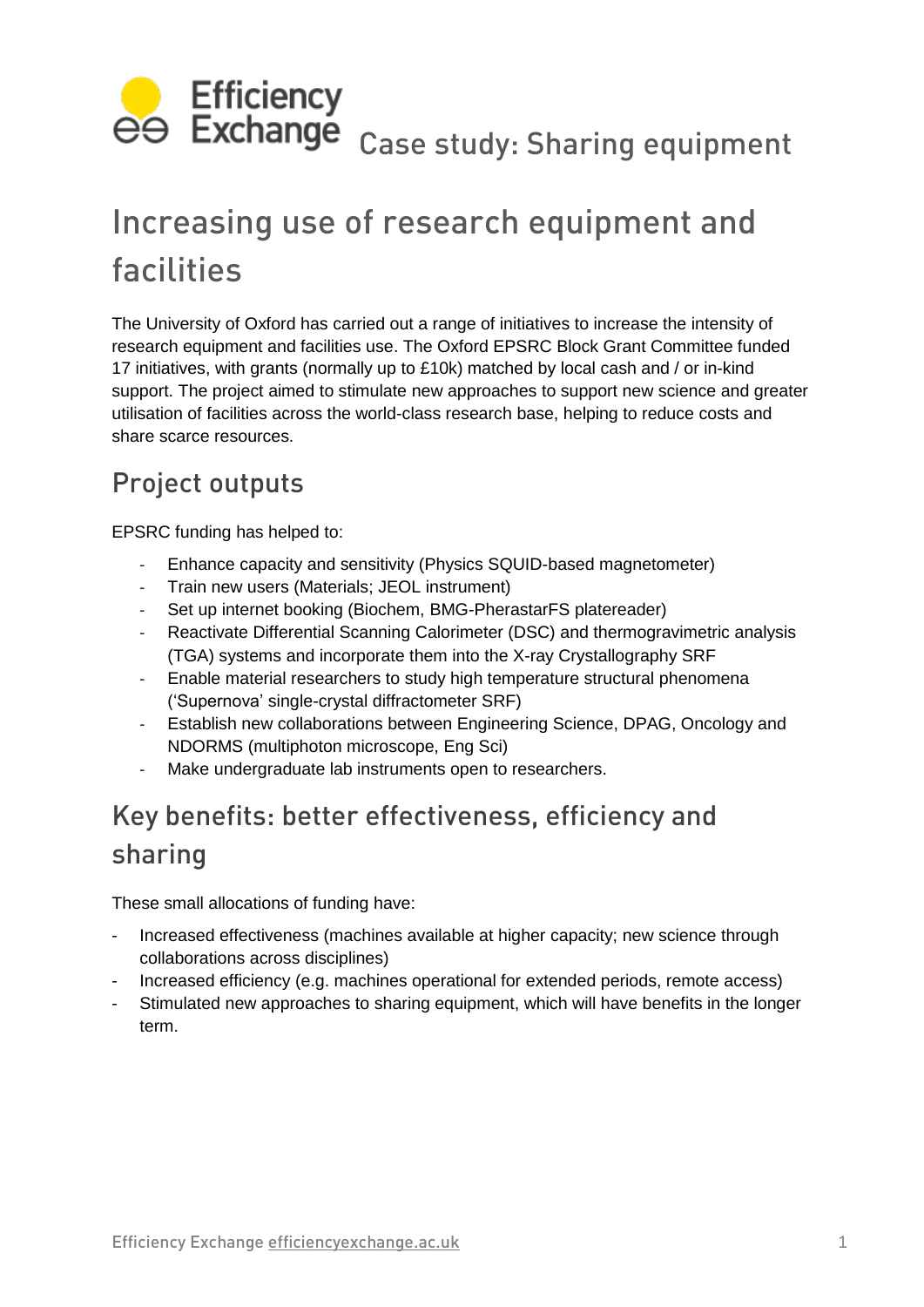Efficiency Exchange Case study: Sharing equipment

# Increasing use of research equipment and facilities

The University of Oxford has carried out a range of initiatives to increase the intensity of research equipment and facilities use. The Oxford EPSRC Block Grant Committee funded 17 initiatives, with grants (normally up to £10k) matched by local cash and / or in-kind support. The project aimed to stimulate new approaches to support new science and greater utilisation of facilities across the world-class research base, helping to reduce costs and share scarce resources.

## Project outputs

EPSRC funding has helped to:

- Enhance capacity and sensitivity (Physics SQUID-based magnetometer)
- Train new users (Materials; JEOL instrument)
- Set up internet booking (Biochem, BMG-PherastarFS platereader)
- Reactivate Differential Scanning Calorimeter (DSC) and thermogravimetric analysis (TGA) systems and incorporate them into the X-ray Crystallography SRF
- Enable material researchers to study high temperature structural phenomena ('Supernova' single-crystal diffractometer SRF)
- Establish new collaborations between Engineering Science, DPAG, Oncology and NDORMS (multiphoton microscope, Eng Sci)
- Make undergraduate lab instruments open to researchers.

## Key benefits: better effectiveness, efficiency and sharing

These small allocations of funding have:

- Increased effectiveness (machines available at higher capacity; new science through collaborations across disciplines)
- Increased efficiency (e.g. machines operational for extended periods, remote access)
- Stimulated new approaches to sharing equipment, which will have benefits in the longer term.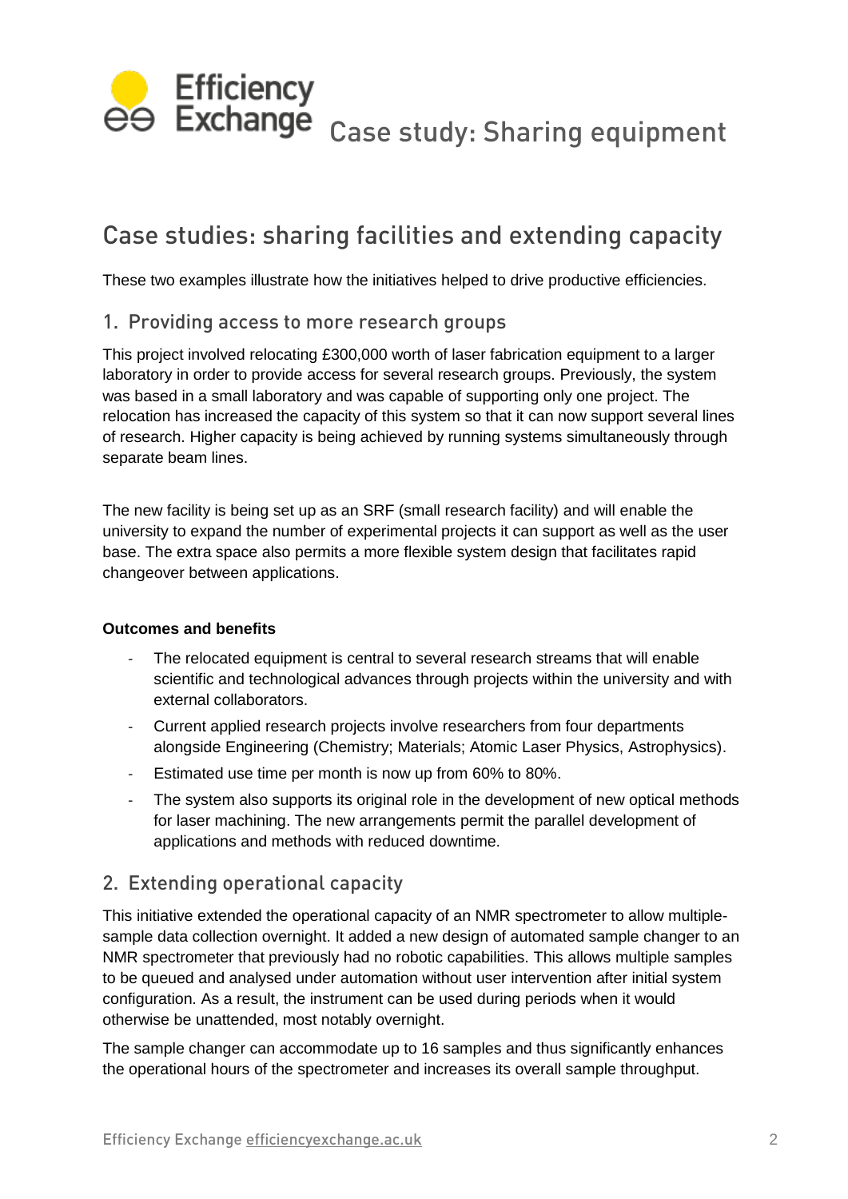# Case studies: sharing facilities and extending capacity

These two examples illustrate how the initiatives helped to drive productive efficiencies.

## 1. Providing access to more research groups

This project involved relocating £300,000 worth of laser fabrication equipment to a larger laboratory in order to provide access for several research groups. Previously, the system was based in a small laboratory and was capable of supporting only one project. The relocation has increased the capacity of this system so that it can now support several lines of research. Higher capacity is being achieved by running systems simultaneously through separate beam lines.

The new facility is being set up as an SRF (small research facility) and will enable the university to expand the number of experimental projects it can support as well as the user base. The extra space also permits a more flexible system design that facilitates rapid changeover between applications.

**Outcomes and benefits**

- The relocated equipment is central to several research streams that will enable scientific and technological advances through projects within the university and with external collaborators.
- Current applied research projects involve researchers from four departments alongside Engineering (Chemistry; Materials; Atomic Laser Physics, Astrophysics).
- Estimated use time per month is now up from 60% to 80%.
- The system also supports its original role in the development of new optical methods for laser machining. The new arrangements permit the parallel development of applications and methods with reduced downtime.

## 2. Extending operational capacity

This initiative extended the operational capacity of an NMR spectrometer to allow multiple-sample data collection overnight. It added a new design of automated sample changer to an NMR spectrometer that previously had no robotic capabilities. This allows multiple samples to be queued and analysed under automation without user intervention after initial system configuration. As a result, the instrument can be used during periods when it would otherwise be unattended, most notably overnight.

The sample changer can accommodate up to 16 samples and thus significantly enhances the operational hours of the spectrometer and increases its overall sample throughput.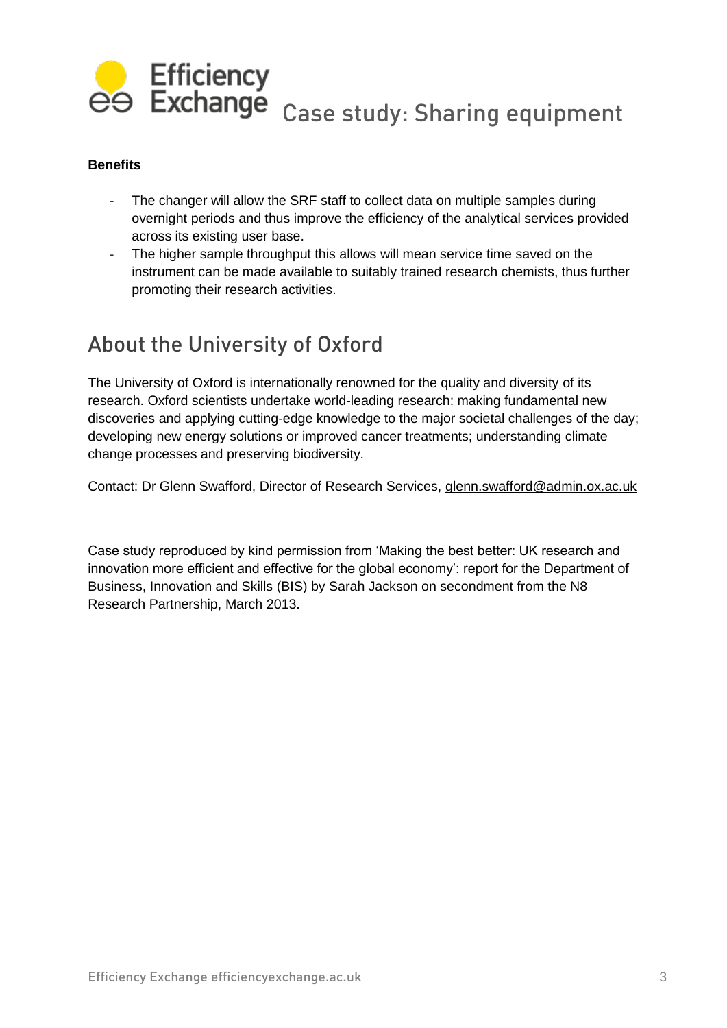**Benefits**

- The changer will allow the SRF staff to collect data on multiple samples during overnight periods and thus improve the efficiency of the analytical services provided across its existing user base.
- The higher sample throughput this allows will mean service time saved on the instrument can be made available to suitably trained research chemists, thus further promoting their research activities.

## About the University of Oxford

The University of Oxford is internationally renowned for the quality and diversity of its research. Oxford scientists undertake world-leading research: making fundamental new discoveries and applying cutting-edge knowledge to the major societal challenges of the day; developing new energy solutions or improved cancer treatments; understanding climate change processes and preserving biodiversity.

Contact: Dr Glenn Swafford, Director of Research Services, glenn.swafford@admin.ox.ac.uk

Case study reproduced by kind permission from 'Making the best better: UK research and innovation more efficient and effective for the global economy': report for the Department of Business, Innovation and Skills (BIS) by Sarah Jackson on secondment from the N8 Research Partnership, March 2013.